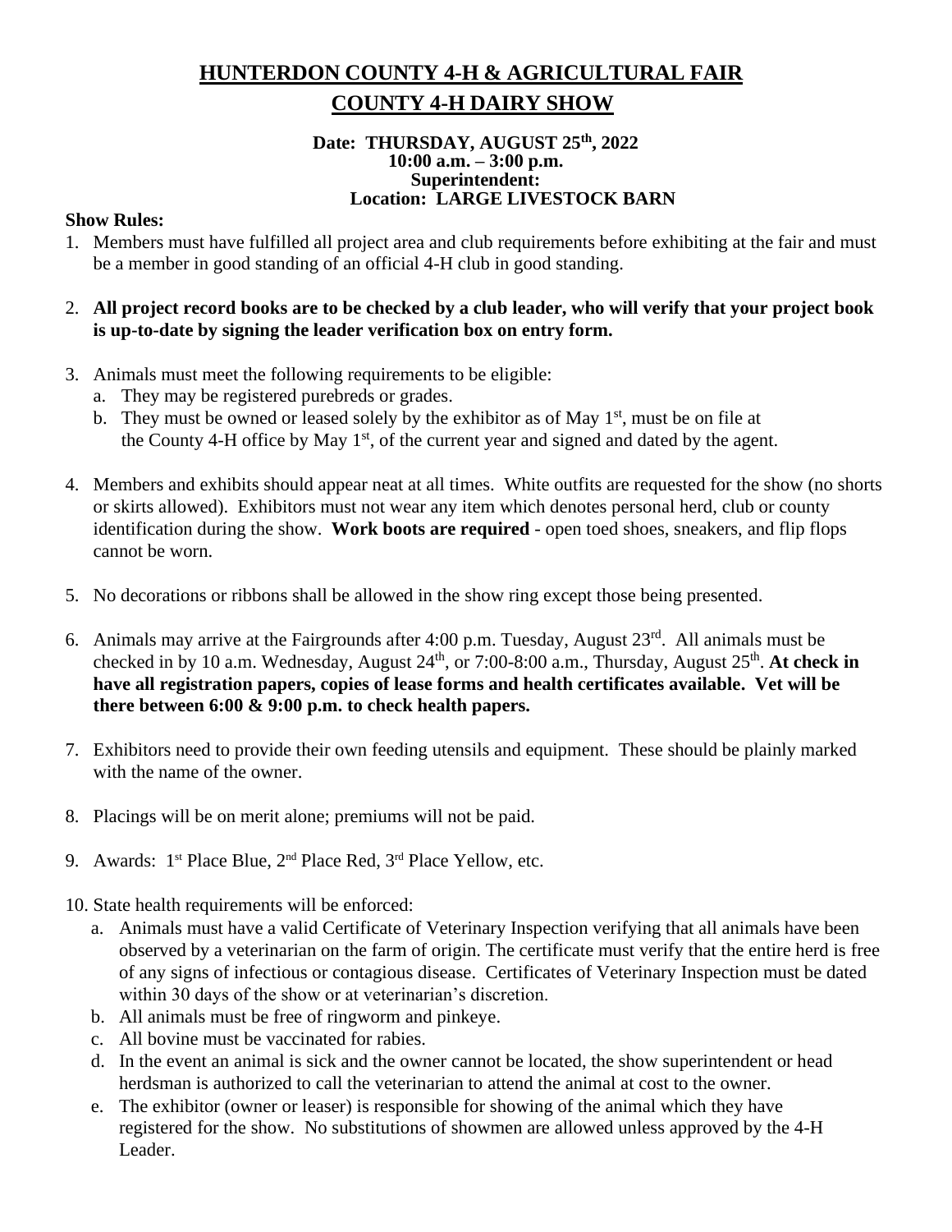# HUNTERDON COUNTY 4-H & AGRICULTURAL FAIR

## COUNTY 4-H DAIRY SHOW

**Date: THURSDAY, AUGUST 25th, 2022**
**10:00 a.m. – 3:00 p.m.**
**Superintendent:**
**Location: LARGE LIVESTOCK BARN**

**Show Rules:**

1. Members must have fulfilled all project area and club requirements before exhibiting at the fair and must be a member in good standing of an official 4-H club in good standing.

2. **All project record books are to be checked by a club leader, who will verify that your project book is up-to-date by signing the leader verification box on entry form.**

3. Animals must meet the following requirements to be eligible:
   a. They may be registered purebreds or grades.
   b. They must be owned or leased solely by the exhibitor as of May 1st, must be on file at the County 4-H office by May 1st, of the current year and signed and dated by the agent.

4. Members and exhibits should appear neat at all times. White outfits are requested for the show (no shorts or skirts allowed). Exhibitors must not wear any item which denotes personal herd, club or county identification during the show. **Work boots are required** - open toed shoes, sneakers, and flip flops cannot be worn.

5. No decorations or ribbons shall be allowed in the show ring except those being presented.

6. Animals may arrive at the Fairgrounds after 4:00 p.m. Tuesday, August 23rd. All animals must be checked in by 10 a.m. Wednesday, August 24th, or 7:00-8:00 a.m., Thursday, August 25th. **At check in have all registration papers, copies of lease forms and health certificates available. Vet will be there between 6:00 & 9:00 p.m. to check health papers.**

7. Exhibitors need to provide their own feeding utensils and equipment. These should be plainly marked with the name of the owner.

8. Placings will be on merit alone; premiums will not be paid.

9. Awards: 1st Place Blue, 2nd Place Red, 3rd Place Yellow, etc.

10. State health requirements will be enforced:
    a. Animals must have a valid Certificate of Veterinary Inspection verifying that all animals have been observed by a veterinarian on the farm of origin. The certificate must verify that the entire herd is free of any signs of infectious or contagious disease. Certificates of Veterinary Inspection must be dated within 30 days of the show or at veterinarian's discretion.
    b. All animals must be free of ringworm and pinkeye.
    c. All bovine must be vaccinated for rabies.
    d. In the event an animal is sick and the owner cannot be located, the show superintendent or head herdsman is authorized to call the veterinarian to attend the animal at cost to the owner.
    e. The exhibitor (owner or leaser) is responsible for showing of the animal which they have registered for the show. No substitutions of showmen are allowed unless approved by the 4-H Leader.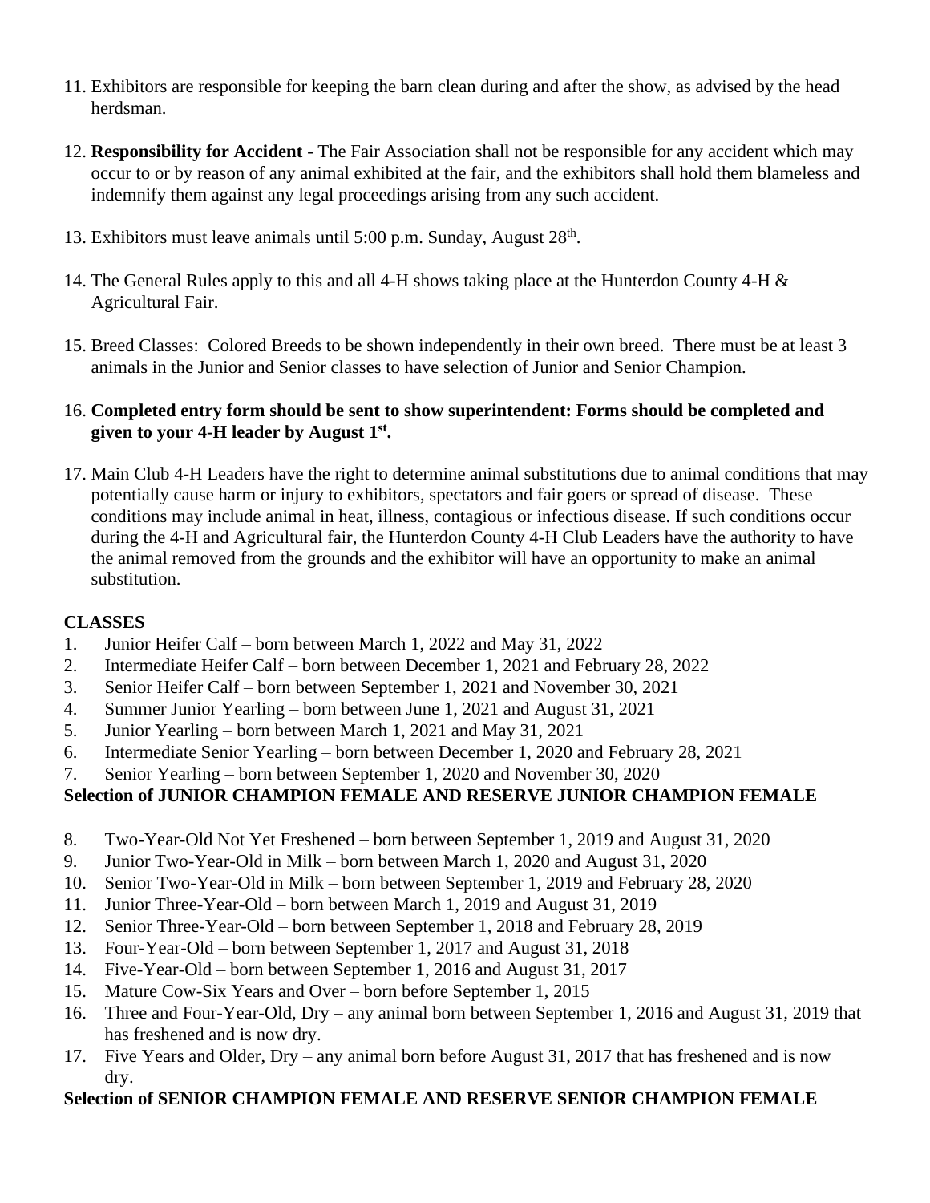11. Exhibitors are responsible for keeping the barn clean during and after the show, as advised by the head herdsman.

12. **Responsibility for Accident** - The Fair Association shall not be responsible for any accident which may occur to or by reason of any animal exhibited at the fair, and the exhibitors shall hold them blameless and indemnify them against any legal proceedings arising from any such accident.

13. Exhibitors must leave animals until 5:00 p.m. Sunday, August 28th.

14. The General Rules apply to this and all 4-H shows taking place at the Hunterdon County 4-H & Agricultural Fair.

15. Breed Classes: Colored Breeds to be shown independently in their own breed. There must be at least 3 animals in the Junior and Senior classes to have selection of Junior and Senior Champion.

16. **Completed entry form should be sent to show superintendent: Forms should be completed and given to your 4-H leader by August 1st.**

17. Main Club 4-H Leaders have the right to determine animal substitutions due to animal conditions that may potentially cause harm or injury to exhibitors, spectators and fair goers or spread of disease. These conditions may include animal in heat, illness, contagious or infectious disease. If such conditions occur during the 4-H and Agricultural fair, the Hunterdon County 4-H Club Leaders have the authority to have the animal removed from the grounds and the exhibitor will have an opportunity to make an animal substitution.

**CLASSES**

1. Junior Heifer Calf – born between March 1, 2022 and May 31, 2022
2. Intermediate Heifer Calf – born between December 1, 2021 and February 28, 2022
3. Senior Heifer Calf – born between September 1, 2021 and November 30, 2021
4. Summer Junior Yearling – born between June 1, 2021 and August 31, 2021
5. Junior Yearling – born between March 1, 2021 and May 31, 2021
6. Intermediate Senior Yearling – born between December 1, 2020 and February 28, 2021
7. Senior Yearling – born between September 1, 2020 and November 30, 2020

**Selection of JUNIOR CHAMPION FEMALE AND RESERVE JUNIOR CHAMPION FEMALE**

8. Two-Year-Old Not Yet Freshened – born between September 1, 2019 and August 31, 2020
9. Junior Two-Year-Old in Milk – born between March 1, 2020 and August 31, 2020
10. Senior Two-Year-Old in Milk – born between September 1, 2019 and February 28, 2020
11. Junior Three-Year-Old – born between March 1, 2019 and August 31, 2019
12. Senior Three-Year-Old – born between September 1, 2018 and February 28, 2019
13. Four-Year-Old – born between September 1, 2017 and August 31, 2018
14. Five-Year-Old – born between September 1, 2016 and August 31, 2017
15. Mature Cow-Six Years and Over – born before September 1, 2015
16. Three and Four-Year-Old, Dry – any animal born between September 1, 2016 and August 31, 2019 that has freshened and is now dry.
17. Five Years and Older, Dry – any animal born before August 31, 2017 that has freshened and is now dry.

**Selection of SENIOR CHAMPION FEMALE AND RESERVE SENIOR CHAMPION FEMALE**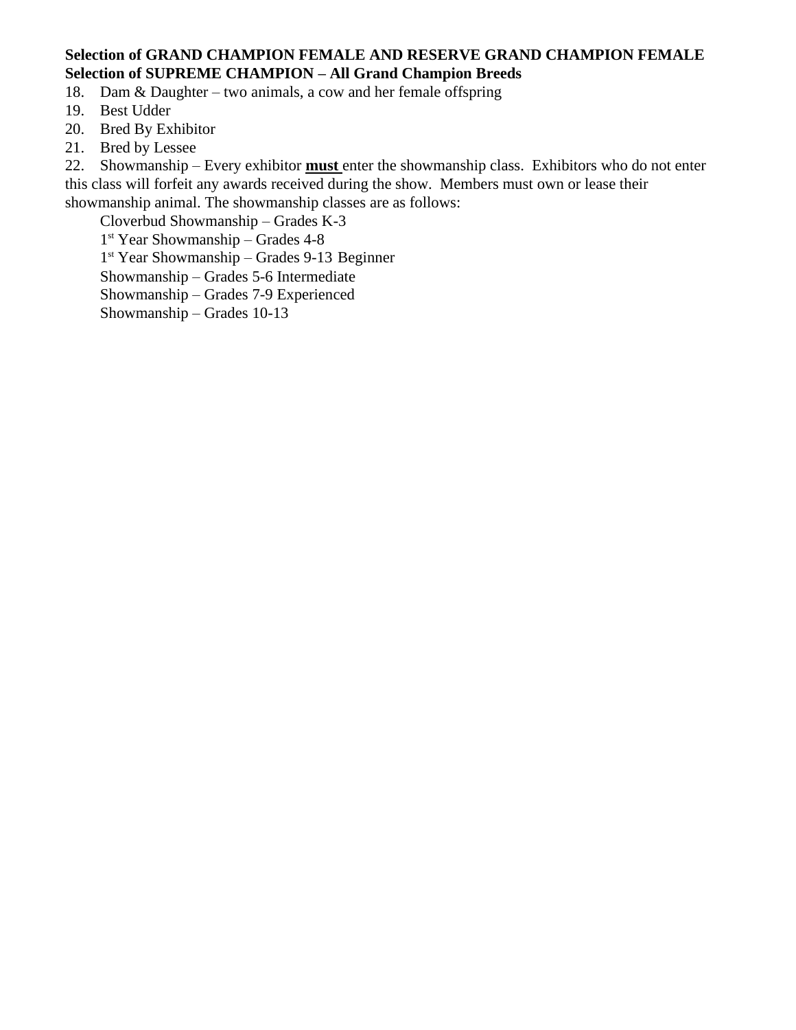**Selection of GRAND CHAMPION FEMALE AND RESERVE GRAND CHAMPION FEMALE**
**Selection of SUPREME CHAMPION – All Grand Champion Breeds**

18. Dam & Daughter – two animals, a cow and her female offspring
19. Best Udder
20. Bred By Exhibitor
21. Bred by Lessee
22. Showmanship – Every exhibitor **must** enter the showmanship class. Exhibitors who do not enter this class will forfeit any awards received during the show. Members must own or lease their showmanship animal. The showmanship classes are as follows:

    Cloverbud Showmanship – Grades K-3
    1st Year Showmanship – Grades 4-8
    1st Year Showmanship – Grades 9-13 Beginner
    Showmanship – Grades 5-6 Intermediate
    Showmanship – Grades 7-9 Experienced
    Showmanship – Grades 10-13